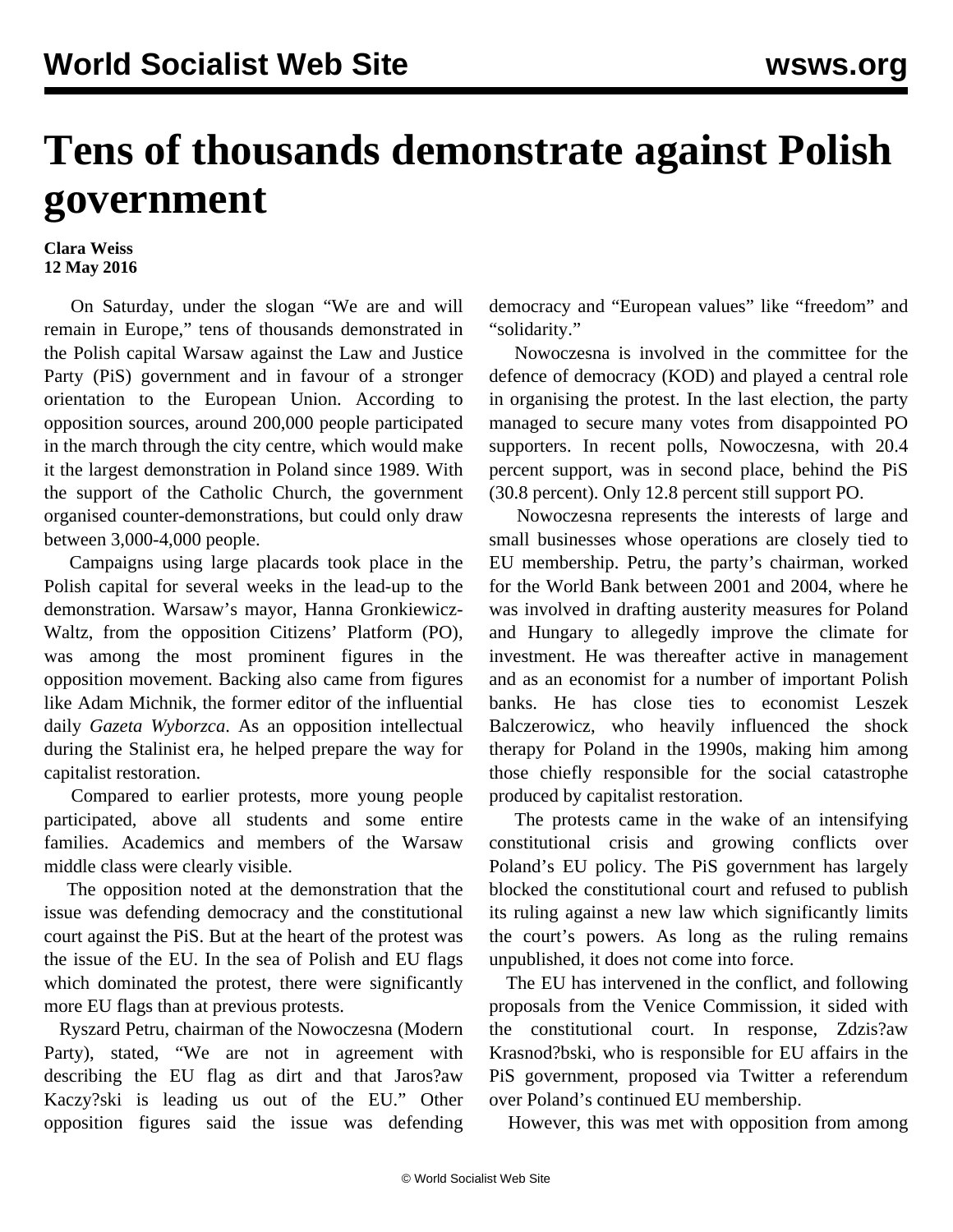# Tens of thousands demonstrate against Polish government

**Clara Weiss**
**12 May 2016**

On Saturday, under the slogan "We are and will remain in Europe," tens of thousands demonstrated in the Polish capital Warsaw against the Law and Justice Party (PiS) government and in favour of a stronger orientation to the European Union. According to opposition sources, around 200,000 people participated in the march through the city centre, which would make it the largest demonstration in Poland since 1989. With the support of the Catholic Church, the government organised counter-demonstrations, but could only draw between 3,000-4,000 people.

Campaigns using large placards took place in the Polish capital for several weeks in the lead-up to the demonstration. Warsaw's mayor, Hanna Gronkiewicz-Waltz, from the opposition Citizens' Platform (PO), was among the most prominent figures in the opposition movement. Backing also came from figures like Adam Michnik, the former editor of the influential daily *Gazeta Wyborzca*. As an opposition intellectual during the Stalinist era, he helped prepare the way for capitalist restoration.

Compared to earlier protests, more young people participated, above all students and some entire families. Academics and members of the Warsaw middle class were clearly visible.

The opposition noted at the demonstration that the issue was defending democracy and the constitutional court against the PiS. But at the heart of the protest was the issue of the EU. In the sea of Polish and EU flags which dominated the protest, there were significantly more EU flags than at previous protests.

Ryszard Petru, chairman of the Nowoczesna (Modern Party), stated, "We are not in agreement with describing the EU flag as dirt and that Jaros?aw Kaczy?ski is leading us out of the EU." Other opposition figures said the issue was defending democracy and "European values" like "freedom" and "solidarity."

Nowoczesna is involved in the committee for the defence of democracy (KOD) and played a central role in organising the protest. In the last election, the party managed to secure many votes from disappointed PO supporters. In recent polls, Nowoczesna, with 20.4 percent support, was in second place, behind the PiS (30.8 percent). Only 12.8 percent still support PO.

Nowoczesna represents the interests of large and small businesses whose operations are closely tied to EU membership. Petru, the party's chairman, worked for the World Bank between 2001 and 2004, where he was involved in drafting austerity measures for Poland and Hungary to allegedly improve the climate for investment. He was thereafter active in management and as an economist for a number of important Polish banks. He has close ties to economist Leszek Balczerowicz, who heavily influenced the shock therapy for Poland in the 1990s, making him among those chiefly responsible for the social catastrophe produced by capitalist restoration.

The protests came in the wake of an intensifying constitutional crisis and growing conflicts over Poland's EU policy. The PiS government has largely blocked the constitutional court and refused to publish its ruling against a new law which significantly limits the court's powers. As long as the ruling remains unpublished, it does not come into force.

The EU has intervened in the conflict, and following proposals from the Venice Commission, it sided with the constitutional court. In response, Zdzis?aw Krasnod?bski, who is responsible for EU affairs in the PiS government, proposed via Twitter a referendum over Poland's continued EU membership.

However, this was met with opposition from among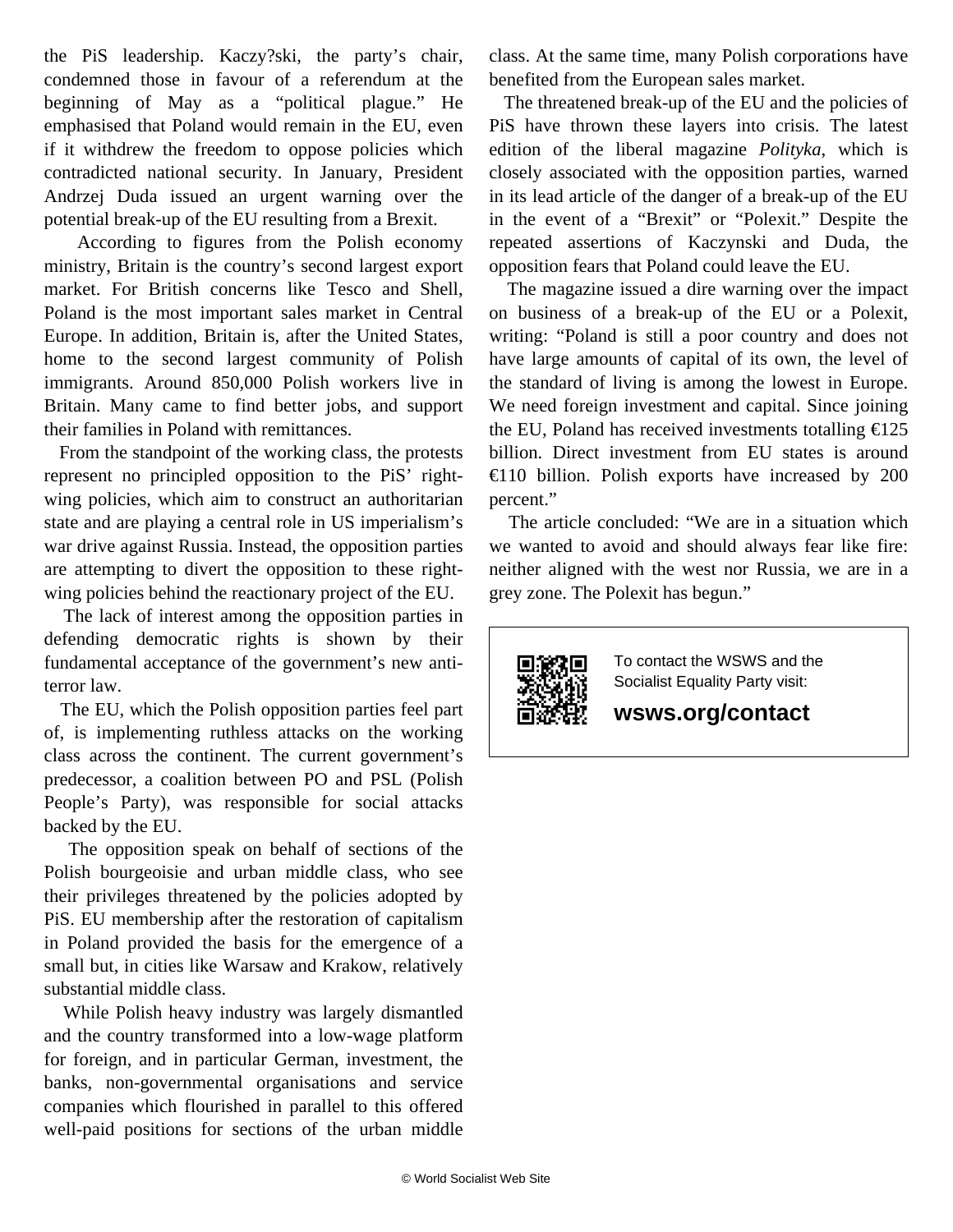the PiS leadership. Kaczy?ski, the party's chair, condemned those in favour of a referendum at the beginning of May as a "political plague." He emphasised that Poland would remain in the EU, even if it withdrew the freedom to oppose policies which contradicted national security. In January, President Andrzej Duda issued an urgent warning over the potential break-up of the EU resulting from a Brexit.

According to figures from the Polish economy ministry, Britain is the country's second largest export market. For British concerns like Tesco and Shell, Poland is the most important sales market in Central Europe. In addition, Britain is, after the United States, home to the second largest community of Polish immigrants. Around 850,000 Polish workers live in Britain. Many came to find better jobs, and support their families in Poland with remittances.

From the standpoint of the working class, the protests represent no principled opposition to the PiS' right-wing policies, which aim to construct an authoritarian state and are playing a central role in US imperialism's war drive against Russia. Instead, the opposition parties are attempting to divert the opposition to these right-wing policies behind the reactionary project of the EU.

The lack of interest among the opposition parties in defending democratic rights is shown by their fundamental acceptance of the government's new anti-terror law.

The EU, which the Polish opposition parties feel part of, is implementing ruthless attacks on the working class across the continent. The current government's predecessor, a coalition between PO and PSL (Polish People's Party), was responsible for social attacks backed by the EU.

The opposition speak on behalf of sections of the Polish bourgeoisie and urban middle class, who see their privileges threatened by the policies adopted by PiS. EU membership after the restoration of capitalism in Poland provided the basis for the emergence of a small but, in cities like Warsaw and Krakow, relatively substantial middle class.

While Polish heavy industry was largely dismantled and the country transformed into a low-wage platform for foreign, and in particular German, investment, the banks, non-governmental organisations and service companies which flourished in parallel to this offered well-paid positions for sections of the urban middle class. At the same time, many Polish corporations have benefited from the European sales market.

The threatened break-up of the EU and the policies of PiS have thrown these layers into crisis. The latest edition of the liberal magazine *Polityka*, which is closely associated with the opposition parties, warned in its lead article of the danger of a break-up of the EU in the event of a "Brexit" or "Polexit." Despite the repeated assertions of Kaczynski and Duda, the opposition fears that Poland could leave the EU.

The magazine issued a dire warning over the impact on business of a break-up of the EU or a Polexit, writing: "Poland is still a poor country and does not have large amounts of capital of its own, the level of the standard of living is among the lowest in Europe. We need foreign investment and capital. Since joining the EU, Poland has received investments totalling €125 billion. Direct investment from EU states is around €110 billion. Polish exports have increased by 200 percent."

The article concluded: "We are in a situation which we wanted to avoid and should always fear like fire: neither aligned with the west nor Russia, we are in a grey zone. The Polexit has begun."

To contact the WSWS and the Socialist Equality Party visit:

**wsws.org/contact**